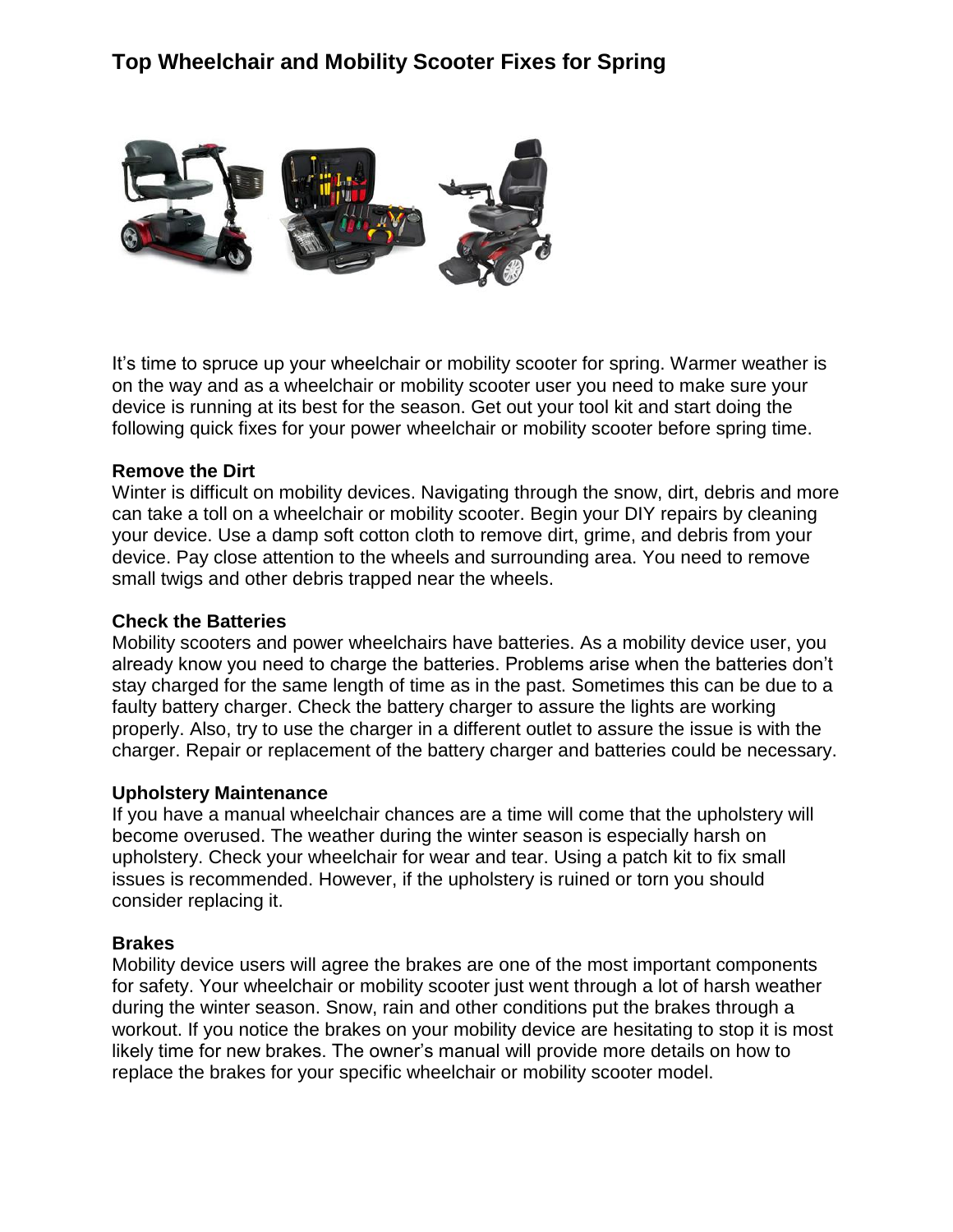# Top Wheelchair and Mobility Scooter Fixes for Spring

It's time to spruce up your wheelchair or mobility scooter for spring. Warmer weather is on the way and as a wheelchair or mobility scooter user you need to make sure your device is running at its best for the season. Get out your tool kit and start doing the following quick fixes for your power wheelchair or mobility scooter before spring time.

**Remove the Dirt**

Winter is difficult on mobility devices. Navigating through the snow, dirt, debris and more can take a toll on a wheelchair or mobility scooter. Begin your DIY repairs by cleaning your device. Use a damp soft cotton cloth to remove dirt, grime, and debris from your device. Pay close attention to the wheels and surrounding area. You need to remove small twigs and other debris trapped near the wheels.

**Check the Batteries**

Mobility scooters and power wheelchairs have batteries. As a mobility device user, you already know you need to charge the batteries. Problems arise when the batteries don't stay charged for the same length of time as in the past. Sometimes this can be due to a faulty battery charger. Check the battery charger to assure the lights are working properly. Also, try to use the charger in a different outlet to assure the issue is with the charger. Repair or replacement of the battery charger and batteries could be necessary.

**Upholstery Maintenance**

If you have a manual wheelchair chances are a time will come that the upholstery will become overused. The weather during the winter season is especially harsh on upholstery. Check your wheelchair for wear and tear. Using a patch kit to fix small issues is recommended. However, if the upholstery is ruined or torn you should consider replacing it.

**Brakes**

Mobility device users will agree the brakes are one of the most important components for safety. Your wheelchair or mobility scooter just went through a lot of harsh weather during the winter season. Snow, rain and other conditions put the brakes through a workout. If you notice the brakes on your mobility device are hesitating to stop it is most likely time for new brakes. The owner's manual will provide more details on how to replace the brakes for your specific wheelchair or mobility scooter model.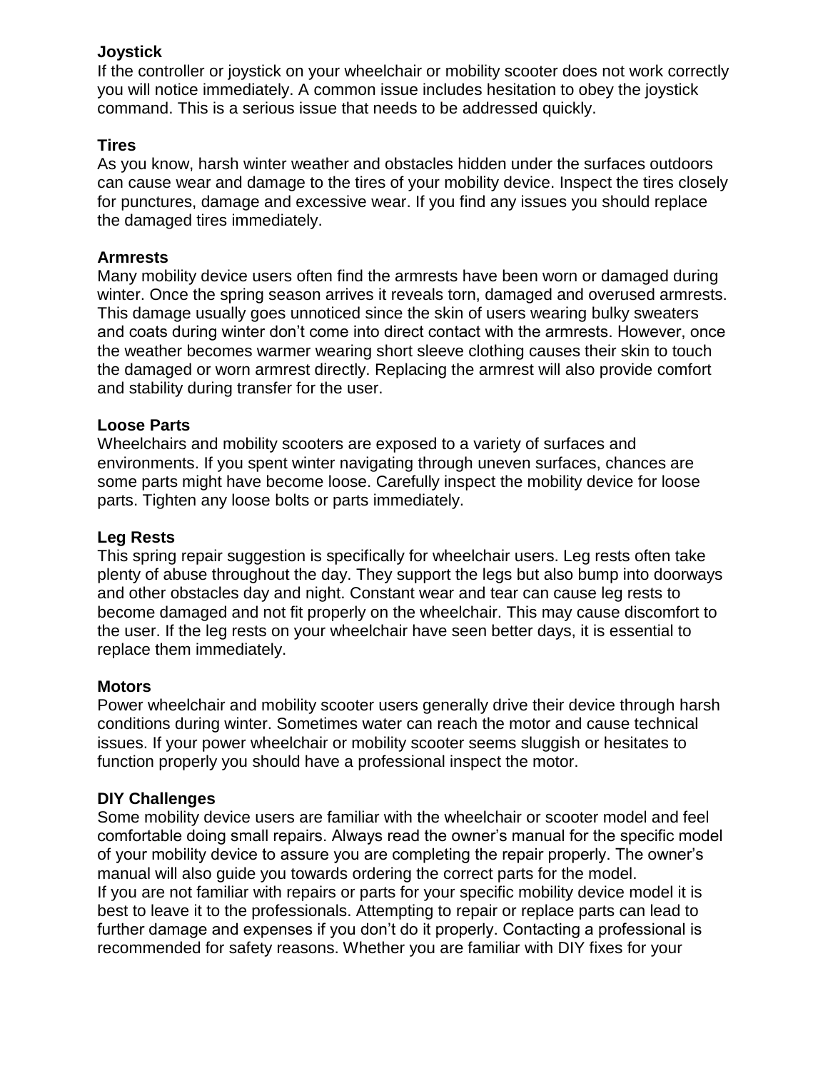**Joystick**
If the controller or joystick on your wheelchair or mobility scooter does not work correctly you will notice immediately. A common issue includes hesitation to obey the joystick command. This is a serious issue that needs to be addressed quickly.

**Tires**
As you know, harsh winter weather and obstacles hidden under the surfaces outdoors can cause wear and damage to the tires of your mobility device. Inspect the tires closely for punctures, damage and excessive wear. If you find any issues you should replace the damaged tires immediately.

**Armrests**
Many mobility device users often find the armrests have been worn or damaged during winter. Once the spring season arrives it reveals torn, damaged and overused armrests. This damage usually goes unnoticed since the skin of users wearing bulky sweaters and coats during winter don't come into direct contact with the armrests. However, once the weather becomes warmer wearing short sleeve clothing causes their skin to touch the damaged or worn armrest directly. Replacing the armrest will also provide comfort and stability during transfer for the user.

**Loose Parts**
Wheelchairs and mobility scooters are exposed to a variety of surfaces and environments. If you spent winter navigating through uneven surfaces, chances are some parts might have become loose. Carefully inspect the mobility device for loose parts. Tighten any loose bolts or parts immediately.

**Leg Rests**
This spring repair suggestion is specifically for wheelchair users. Leg rests often take plenty of abuse throughout the day. They support the legs but also bump into doorways and other obstacles day and night. Constant wear and tear can cause leg rests to become damaged and not fit properly on the wheelchair. This may cause discomfort to the user. If the leg rests on your wheelchair have seen better days, it is essential to replace them immediately.

**Motors**
Power wheelchair and mobility scooter users generally drive their device through harsh conditions during winter. Sometimes water can reach the motor and cause technical issues. If your power wheelchair or mobility scooter seems sluggish or hesitates to function properly you should have a professional inspect the motor.

**DIY Challenges**
Some mobility device users are familiar with the wheelchair or scooter model and feel comfortable doing small repairs. Always read the owner's manual for the specific model of your mobility device to assure you are completing the repair properly. The owner's manual will also guide you towards ordering the correct parts for the model.
If you are not familiar with repairs or parts for your specific mobility device model it is best to leave it to the professionals. Attempting to repair or replace parts can lead to further damage and expenses if you don't do it properly. Contacting a professional is recommended for safety reasons. Whether you are familiar with DIY fixes for your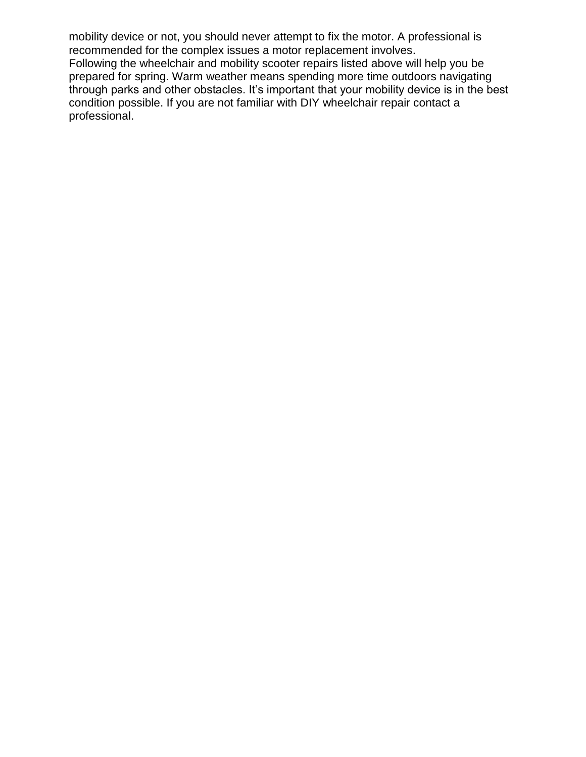mobility device or not, you should never attempt to fix the motor. A professional is recommended for the complex issues a motor replacement involves.

Following the wheelchair and mobility scooter repairs listed above will help you be prepared for spring. Warm weather means spending more time outdoors navigating through parks and other obstacles. It's important that your mobility device is in the best condition possible. If you are not familiar with DIY wheelchair repair contact a professional.